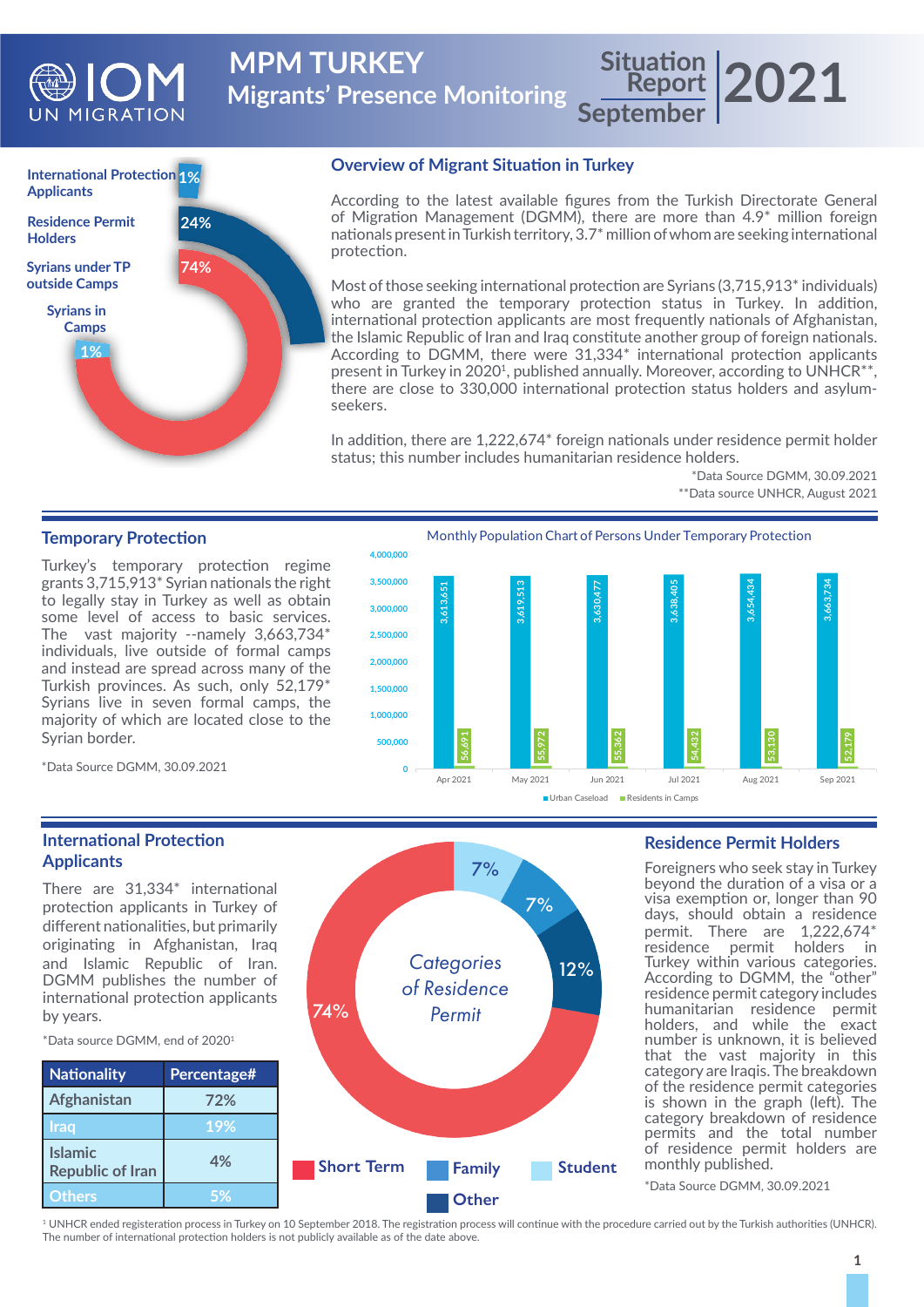# MPM TURKEY

## Migrants' Presence Monitoring

Situation Report September 2021

International Protection Applicants 1%
Residence Permit Holders 24%
Syrians under TP outside Camps 74%
Syrians in Camps 1%

## Overview of Migrant Situation in Turkey

According to the latest available figures from the Turkish Directorate General of Migration Management (DGMM), there are more than 4.9* million foreign nationals present in Turkish territory, 3.7* million of whom are seeking international protection.

Most of those seeking international protection are Syrians (3,715,913* individuals) who are granted the temporary protection status in Turkey. In addition, international protection applicants are most frequently nationals of Afghanistan, the Islamic Republic of Iran and Iraq constitute another group of foreign nationals. According to DGMM, there were 31,334* international protection applicants present in Turkey in 2020[1], published annually. Moreover, according to UNHCR**, there are close to 330,000 international protection status holders and asylum-seekers.

In addition, there are 1,222,674* foreign nationals under residence permit holder status; this number includes humanitarian residence holders.

*Data Source DGMM, 30.09.2021
**Data source UNHCR, August 2021

## Temporary Protection

Turkey's temporary protection regime grants 3,715,913* Syrian nationals the right to legally stay in Turkey as well as obtain some level of access to basic services. The vast majority --namely 3,663,734* individuals, live outside of formal camps and instead are spread across many of the Turkish provinces. As such, only 52,179* Syrians live in seven formal camps, the majority of which are located close to the Syrian border.

*Data Source DGMM, 30.09.2021

Monthly Population Chart of Persons Under Temporary Protection

| | Apr 2021 | May 2021 | Jun 2021 | Jul 2021 | Aug 2021 | Sep 2021 |
|---|---|---|---|---|---|---|
| Urban Caseload | 3,613,651 | 3,619,513 | 3,630,477 | 3,638,405 | 3,654,434 | 3,663,734 |
| Residents in Camps | 56,691 | 55,972 | 55,362 | 54,432 | 53,130 | 52,179 |

## International Protection Applicants

There are 31,334* international protection applicants in Turkey of different nationalities, but primarily originating in Afghanistan, Iraq and Islamic Republic of Iran. DGMM publishes the number of international protection applicants by years.

*Data source DGMM, end of 2020[1]

| Nationality | Percentage# |
|---|---|
| Afghanistan | 72% |
| Iraq | 19% |
| Islamic Republic of Iran | 4% |
| Others | 5% |

Categories of Residence Permit

Short Term 74%, Family 7%, Student 7%, Other 12%

## Residence Permit Holders

Foreigners who seek stay in Turkey beyond the duration of a visa or a visa exemption or, longer than 90 days, should obtain a residence permit. There are 1,222,674* residence permit holders in Turkey within various categories. According to DGMM, the "other" residence permit category includes humanitarian residence permit holders, and while the exact number is unknown, it is believed that the vast majority in this category are Iraqis. The breakdown of the residence permit categories is shown in the graph (left). The category breakdown of residence permits and the total number of residence permit holders are monthly published.

*Data Source DGMM, 30.09.2021

[1] UNHCR ended registeration process in Turkey on 10 September 2018. The registration process will continue with the procedure carried out by the Turkish authorities (UNHCR). The number of international protection holders is not publicly available as of the date above.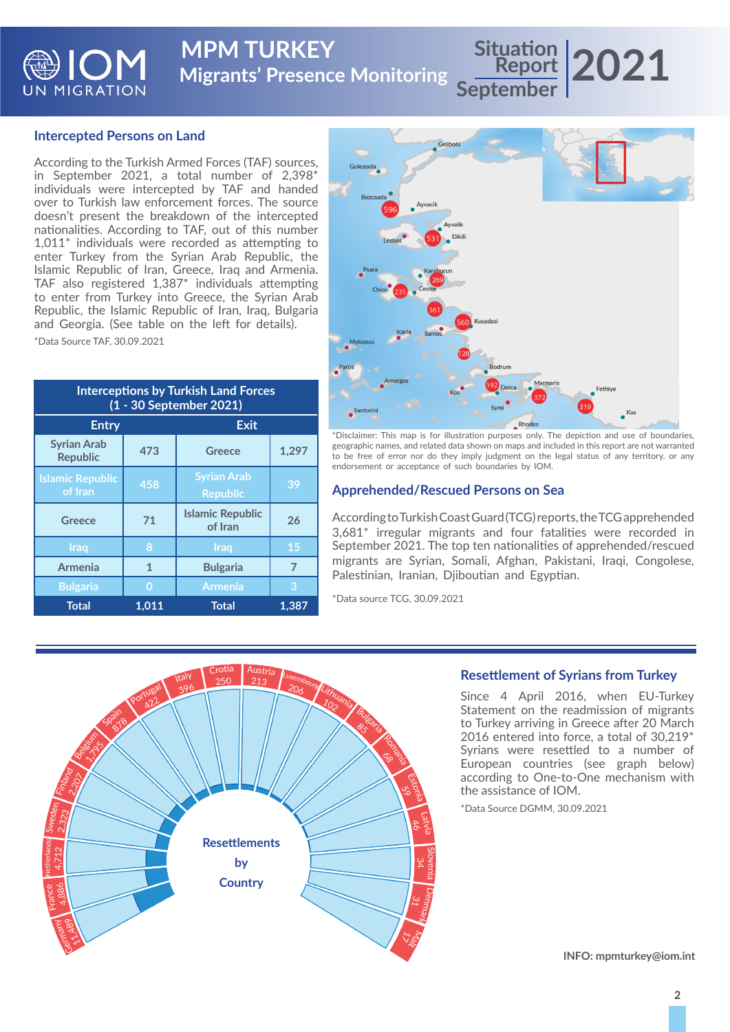# MPM TURKEY
## Migrants' Presence Monitoring

Situation Report September 2021

## Intercepted Persons on Land

According to the Turkish Armed Forces (TAF) sources, in September 2021, a total number of 2,398* individuals were intercepted by TAF and handed over to Turkish law enforcement forces. The source doesn't present the breakdown of the intercepted nationalities. According to TAF, out of this number 1,011* individuals were recorded as attempting to enter Turkey from the Syrian Arab Republic, the Islamic Republic of Iran, Greece, Iraq and Armenia. TAF also registered 1,387* individuals attempting to enter from Turkey into Greece, the Syrian Arab Republic, the Islamic Republic of Iran, Iraq, Bulgaria and Georgia. (See table on the left for details).

*Data Source TAF, 30.09.2021

**Interceptions by Turkish Land Forces (1 - 30 September 2021)**

| Entry | | Exit | |
|---|---|---|---|
| Syrian Arab Republic | 473 | Greece | 1,297 |
| Islamic Republic of Iran | 458 | Syrian Arab Republic | 39 |
| Greece | 71 | Islamic Republic of Iran | 26 |
| Iraq | 8 | Iraq | 15 |
| Armenia | 1 | Bulgaria | 7 |
| Bulgaria | 0 | Armenia | 3 |
| Total | 1,011 | Total | 1,387 |

Gelibolu, Gokceada, Bozcaada, Ayvacik, Ayvalik, Dikili, Lesbos, Psara, Karaburun, Chios, Cesme, Kusadasi, Icaria, Samos, Mykonos, Bodrum, Paros, Amorgos, Kos, Datca, Marmaris, Fethiye, Santorini, Symi, Rhodes, Kas

596, 531, 269, 235, 361, 560, 128, 192, 372, 319

*Disclaimer: This map is for illustration purposes only. The depiction and use of boundaries, geographic names, and related data shown on maps and included in this report are not warranted to be free of error nor do they imply judgment on the legal status of any territory, or any endorsement or acceptance of such boundaries by IOM.

## Apprehended/Rescued Persons on Sea

According to Turkish Coast Guard (TCG) reports, the TCG apprehended 3,681* irregular migrants and four fatalities were recorded in September 2021. The top ten nationalities of apprehended/rescued migrants are Syrian, Somali, Afghan, Pakistani, Iraqi, Congolese, Palestinian, Iranian, Djiboutian and Egyptian.

*Data source TCG, 30.09.2021

Resettlements by Country

Germany 11,489, France 4,886, Netherlands 4,712, Sweden 2,323, Finland 2,207, Belgium 1,795, Spain 878, Portugal 422, Italy 396, Crotia 250, Austria 213, Luxembourg 206, Lithuania 102, Bulgaria 85, Romania 68, Estonia 59, Latvia 46, Slovenia 34, Denmark 31, Malt 17

## Resettlement of Syrians from Turkey

Since 4 April 2016, when EU-Turkey Statement on the readmission of migrants to Turkey arriving in Greece after 20 March 2016 entered into force, a total of 30,219* Syrians were resettled to a number of European countries (see graph below) according to One-to-One mechanism with the assistance of IOM.

*Data Source DGMM, 30.09.2021

**INFO: mpmturkey@iom.int**